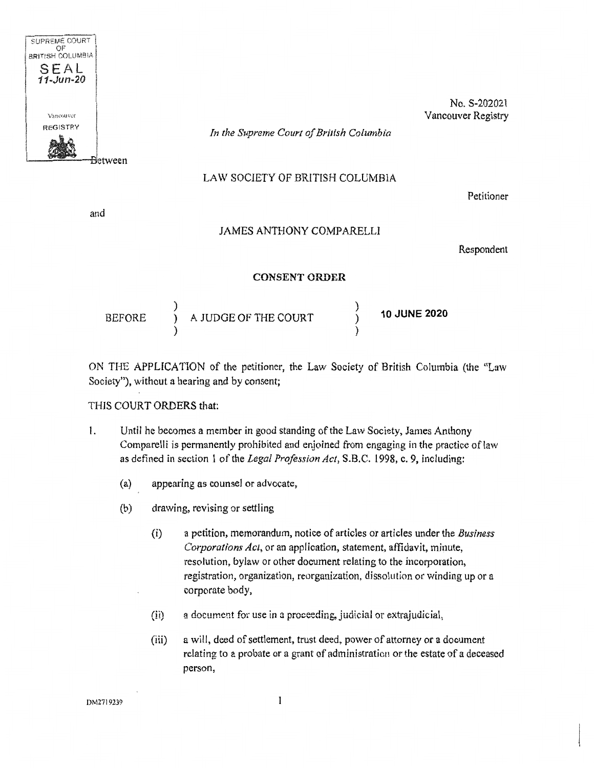SUPREME COURT OF BRITISH COLUMBIA
SEAL
11-Jun-20
Vancouver
REGISTRY

No. S-202021
Vancouver Registry

*In the Supreme Court of British Columbia*

Between

LAW SOCIETY OF BRITISH COLUMBIA

Petitioner

and

JAMES ANTHONY COMPARELLI

Respondent

**CONSENT ORDER**

| BEFORE | A JUDGE OF THE COURT | **10 JUNE 2020** |
|---|---|---|

ON THE APPLICATION of the petitioner, the Law Society of British Columbia (the "Law Society"), without a hearing and by consent;

THIS COURT ORDERS that:

1. Until he becomes a member in good standing of the Law Society, James Anthony Comparelli is permanently prohibited and enjoined from engaging in the practice of law as defined in section 1 of the *Legal Profession Act*, S.B.C. 1998, c. 9, including:

   (a) appearing as counsel or advocate,

   (b) drawing, revising or settling

      (i) a petition, memorandum, notice of articles or articles under the *Business Corporations Act*, or an application, statement, affidavit, minute, resolution, bylaw or other document relating to the incorporation, registration, organization, reorganization, dissolution or winding up or a corporate body,

      (ii) a document for use in a proceeding, judicial or extrajudicial,

      (iii) a will, deed of settlement, trust deed, power of attorney or a document relating to a probate or a grant of administration or the estate of a deceased person,

DM2719239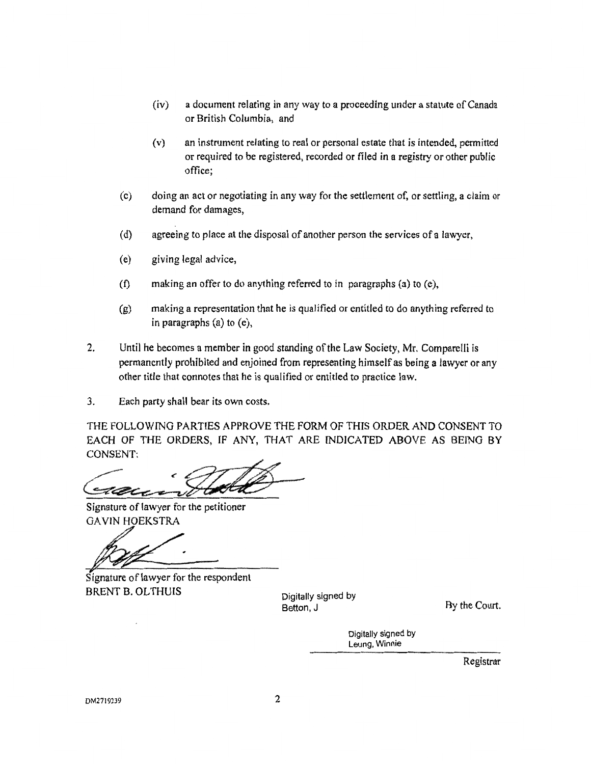(iv) a document relating in any way to a proceeding under a statute of Canada or British Columbia, and

(v) an instrument relating to real or personal estate that is intended, permitted or required to be registered, recorded or filed in a registry or other public office;

(c) doing an act or negotiating in any way for the settlement of, or settling, a claim or demand for damages,

(d) agreeing to place at the disposal of another person the services of a lawyer,

(e) giving legal advice,

(f) making an offer to do anything referred to in paragraphs (a) to (e),

(g) making a representation that he is qualified or entitled to do anything referred to in paragraphs (a) to (e),

2. Until he becomes a member in good standing of the Law Society, Mr. Comparelli is permanently prohibited and enjoined from representing himself as being a lawyer or any other title that connotes that he is qualified or entitled to practice law.

3. Each party shall bear its own costs.

THE FOLLOWING PARTIES APPROVE THE FORM OF THIS ORDER AND CONSENT TO EACH OF THE ORDERS, IF ANY, THAT ARE INDICATED ABOVE AS BEING BY CONSENT:

Signature of lawyer for the petitioner
GAVIN HOEKSTRA

Signature of lawyer for the respondent
BRENT B. OLTHUIS

Digitally signed by
Betton, J

By the Court.

Digitally signed by
Leung, Winnie

Registrar

DM2719239